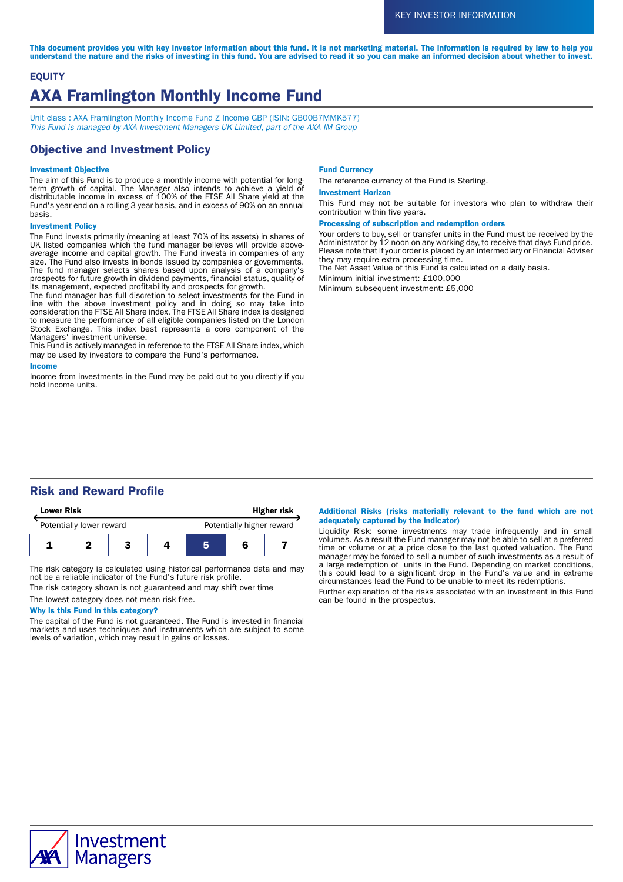KEY INVESTOR INFORMATION

**This document provides you with key investor information about this fund. It is not marketing material. The information is required by law to help you understand the nature and the risks of investing in this fund. You are advised to read it so you can make an informed decision about whether to invest.**

**EQUITY**

# AXA Framlington Monthly Income Fund

Unit class : AXA Framlington Monthly Income Fund Z Income GBP (ISIN: GB00B7MMK577)
*This Fund is managed by AXA Investment Managers UK Limited, part of the AXA IM Group*

## Objective and Investment Policy

### Investment Objective

The aim of this Fund is to produce a monthly income with potential for long-term growth of capital. The Manager also intends to achieve a yield of distributable income in excess of 100% of the FTSE All Share yield at the Fund's year end on a rolling 3 year basis, and in excess of 90% on an annual basis.

### Investment Policy

The Fund invests primarily (meaning at least 70% of its assets) in shares of UK listed companies which the fund manager believes will provide above-average income and capital growth. The Fund invests in companies of any size. The Fund also invests in bonds issued by companies or governments. The fund manager selects shares based upon analysis of a company's prospects for future growth in dividend payments, financial status, quality of its management, expected profitability and prospects for growth.
The fund manager has full discretion to select investments for the Fund in line with the above investment policy and in doing so may take into consideration the FTSE All Share index. The FTSE All Share index is designed to measure the performance of all eligible companies listed on the London Stock Exchange. This index best represents a core component of the Managers' investment universe.
This Fund is actively managed in reference to the FTSE All Share index, which may be used by investors to compare the Fund's performance.

### Income

Income from investments in the Fund may be paid out to you directly if you hold income units.

### Fund Currency

The reference currency of the Fund is Sterling.

### Investment Horizon

This Fund may not be suitable for investors who plan to withdraw their contribution within five years.

### Processing of subscription and redemption orders

Your orders to buy, sell or transfer units in the Fund must be received by the Administrator by 12 noon on any working day, to receive that days Fund price. Please note that if your order is placed by an intermediary or Financial Adviser they may require extra processing time.
The Net Asset Value of this Fund is calculated on a daily basis.

Minimum initial investment: £100,000

Minimum subsequent investment: £5,000

## Risk and Reward Profile

| Lower Risk | | | | | | Higher risk |
|---|---|---|---|---|---|---|
| Potentially lower reward | | | | | | Potentially higher reward |
| 1 | 2 | 3 | 4 | **5** | 6 | 7 |

The risk category is calculated using historical performance data and may not be a reliable indicator of the Fund's future risk profile.

The risk category shown is not guaranteed and may shift over time

The lowest category does not mean risk free.

### Why is this Fund in this category?

The capital of the Fund is not guaranteed. The Fund is invested in financial markets and uses techniques and instruments which are subject to some levels of variation, which may result in gains or losses.

### Additional Risks (risks materially relevant to the fund which are not adequately captured by the indicator)

Liquidity Risk: some investments may trade infrequently and in small volumes. As a result the Fund manager may not be able to sell at a preferred time or volume or at a price close to the last quoted valuation. The Fund manager may be forced to sell a number of such investments as a result of a large redemption of units in the Fund. Depending on market conditions, this could lead to a significant drop in the Fund's value and in extreme circumstances lead the Fund to be unable to meet its redemptions.

Further explanation of the risks associated with an investment in this Fund can be found in the prospectus.

AXA Investment Managers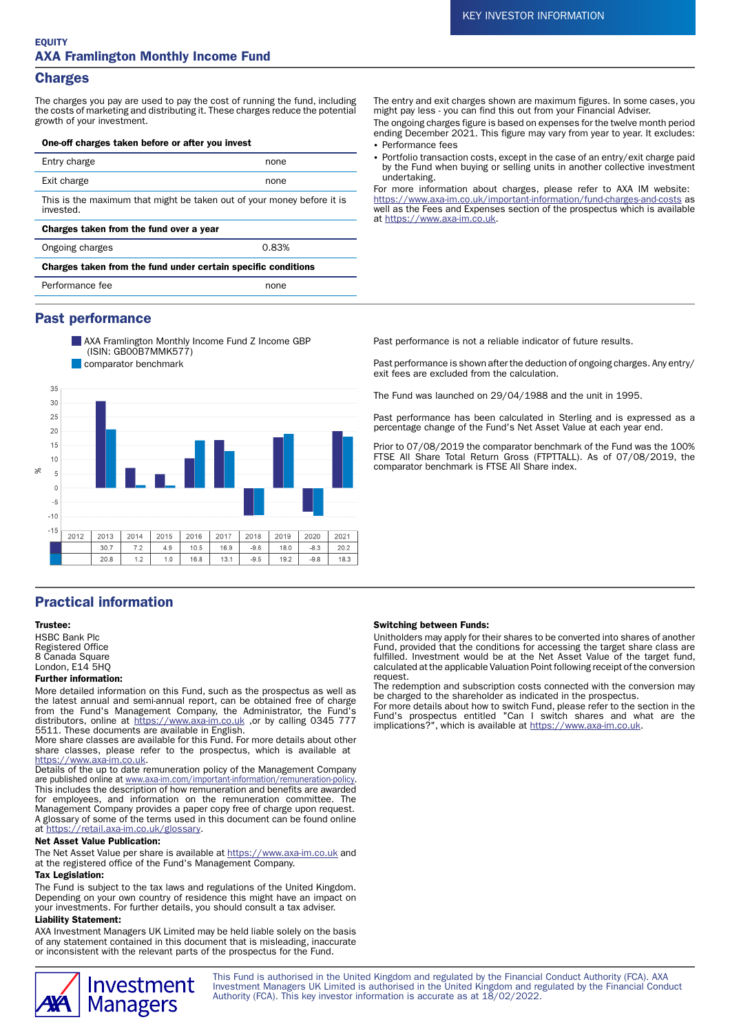EQUITY

# AXA Framlington Monthly Income Fund

KEY INVESTOR INFORMATION

## Charges

The charges you pay are used to pay the cost of running the fund, including the costs of marketing and distributing it. These charges reduce the potential growth of your investment.

| One-off charges taken before or after you invest | |
|---|---|
| Entry charge | none |
| Exit charge | none |
| This is the maximum that might be taken out of your money before it is invested. | |
| **Charges taken from the fund over a year** | |
| Ongoing charges | 0.83% |
| **Charges taken from the fund under certain specific conditions** | |
| Performance fee | none |

The entry and exit charges shown are maximum figures. In some cases, you might pay less - you can find this out from your Financial Adviser.

The ongoing charges figure is based on expenses for the twelve month period ending December 2021. This figure may vary from year to year. It excludes:

- Performance fees
- Portfolio transaction costs, except in the case of an entry/exit charge paid by the Fund when buying or selling units in another collective investment undertaking.

For more information about charges, please refer to AXA IM website: https://www.axa-im.co.uk/important-information/fund-charges-and-costs as well as the Fees and Expenses section of the prospectus which is available at https://www.axa-im.co.uk.

## Past performance

AXA Framlington Monthly Income Fund Z Income GBP (ISIN: GB00B7MMK577)
comparator benchmark

%

35
30
25
20
15
10
5
0
-5
-10
-15

2012 2013 2014 2015 2016 2017 2018 2019 2020 2021

30.7 7.2 4.9 10.5 16.9 -9.6 18.0 -8.3 20.2

20.8 1.2 1.0 16.8 13.1 -9.5 19.2 -9.8 18.3

Past performance is not a reliable indicator of future results.

Past performance is shown after the deduction of ongoing charges. Any entry/exit fees are excluded from the calculation.

The Fund was launched on 29/04/1988 and the unit in 1995.

Past performance has been calculated in Sterling and is expressed as a percentage change of the Fund's Net Asset Value at each year end.

Prior to 07/08/2019 the comparator benchmark of the Fund was the 100% FTSE All Share Total Return Gross (FTPTTALL). As of 07/08/2019, the comparator benchmark is FTSE All Share index.

## Practical information

**Trustee:**

HSBC Bank Plc
Registered Office
8 Canada Square
London, E14 5HQ

**Further information:**

More detailed information on this Fund, such as the prospectus as well as the latest annual and semi-annual report, can be obtained free of charge from the Fund's Management Company, the Administrator, the Fund's distributors, online at https://www.axa-im.co.uk ,or by calling 0345 777 5511. These documents are available in English.

More share classes are available for this Fund. For more details about other share classes, please refer to the prospectus, which is available at https://www.axa-im.co.uk.

Details of the up to date remuneration policy of the Management Company are published online at www.axa-im.com/important-information/remuneration-policy. This includes the description of how remuneration and benefits are awarded for employees, and information on the remuneration committee. The Management Company provides a paper copy free of charge upon request. A glossary of some of the terms used in this document can be found online at https://retail.axa-im.co.uk/glossary.

**Net Asset Value Publication:**

The Net Asset Value per share is available at https://www.axa-im.co.uk and at the registered office of the Fund's Management Company.

**Tax Legislation:**

The Fund is subject to the tax laws and regulations of the United Kingdom. Depending on your own country of residence this might have an impact on your investments. For further details, you should consult a tax adviser.

**Liability Statement:**

AXA Investment Managers UK Limited may be held liable solely on the basis of any statement contained in this document that is misleading, inaccurate or inconsistent with the relevant parts of the prospectus for the Fund.

**Switching between Funds:**

Unitholders may apply for their shares to be converted into shares of another Fund, provided that the conditions for accessing the target share class are fulfilled. Investment would be at the Net Asset Value of the target fund, calculated at the applicable Valuation Point following receipt of the conversion request.

The redemption and subscription costs connected with the conversion may be charged to the shareholder as indicated in the prospectus.

For more details about how to switch Fund, please refer to the section in the Fund's prospectus entitled "Can I switch shares and what are the implications?", which is available at https://www.axa-im.co.uk.

This Fund is authorised in the United Kingdom and regulated by the Financial Conduct Authority (FCA). AXA Investment Managers UK Limited is authorised in the United Kingdom and regulated by the Financial Conduct Authority (FCA). This key investor information is accurate as at 18/02/2022.